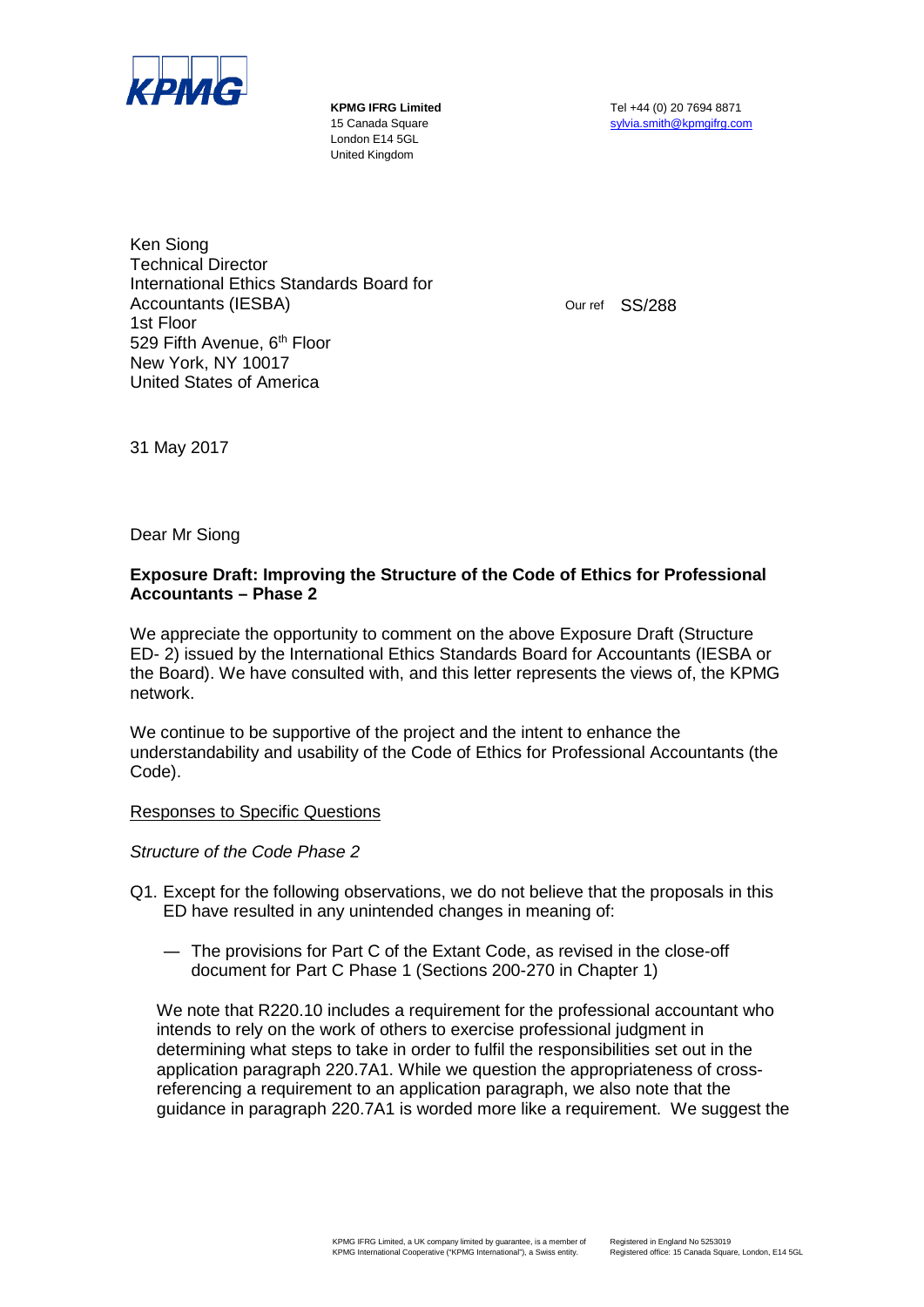KPMG

**KPMG IFRG Limited**
15 Canada Square
London E14 5GL
United Kingdom

Tel +44 (0) 20 7694 8871
sylvia.smith@kpmgifrg.com

Ken Siong
Technical Director
International Ethics Standards Board for Accountants (IESBA)
1st Floor
529 Fifth Avenue, 6th Floor
New York, NY 10017
United States of America

Our ref SS/288

31 May 2017

Dear Mr Siong

**Exposure Draft: Improving the Structure of the Code of Ethics for Professional Accountants – Phase 2**

We appreciate the opportunity to comment on the above Exposure Draft (Structure ED- 2) issued by the International Ethics Standards Board for Accountants (IESBA or the Board). We have consulted with, and this letter represents the views of, the KPMG network.

We continue to be supportive of the project and the intent to enhance the understandability and usability of the Code of Ethics for Professional Accountants (the Code).

Responses to Specific Questions

*Structure of the Code Phase 2*

Q1. Except for the following observations, we do not believe that the proposals in this ED have resulted in any unintended changes in meaning of:

— The provisions for Part C of the Extant Code, as revised in the close-off document for Part C Phase 1 (Sections 200-270 in Chapter 1)

We note that R220.10 includes a requirement for the professional accountant who intends to rely on the work of others to exercise professional judgment in determining what steps to take in order to fulfil the responsibilities set out in the application paragraph 220.7A1. While we question the appropriateness of cross-referencing a requirement to an application paragraph, we also note that the guidance in paragraph 220.7A1 is worded more like a requirement. We suggest the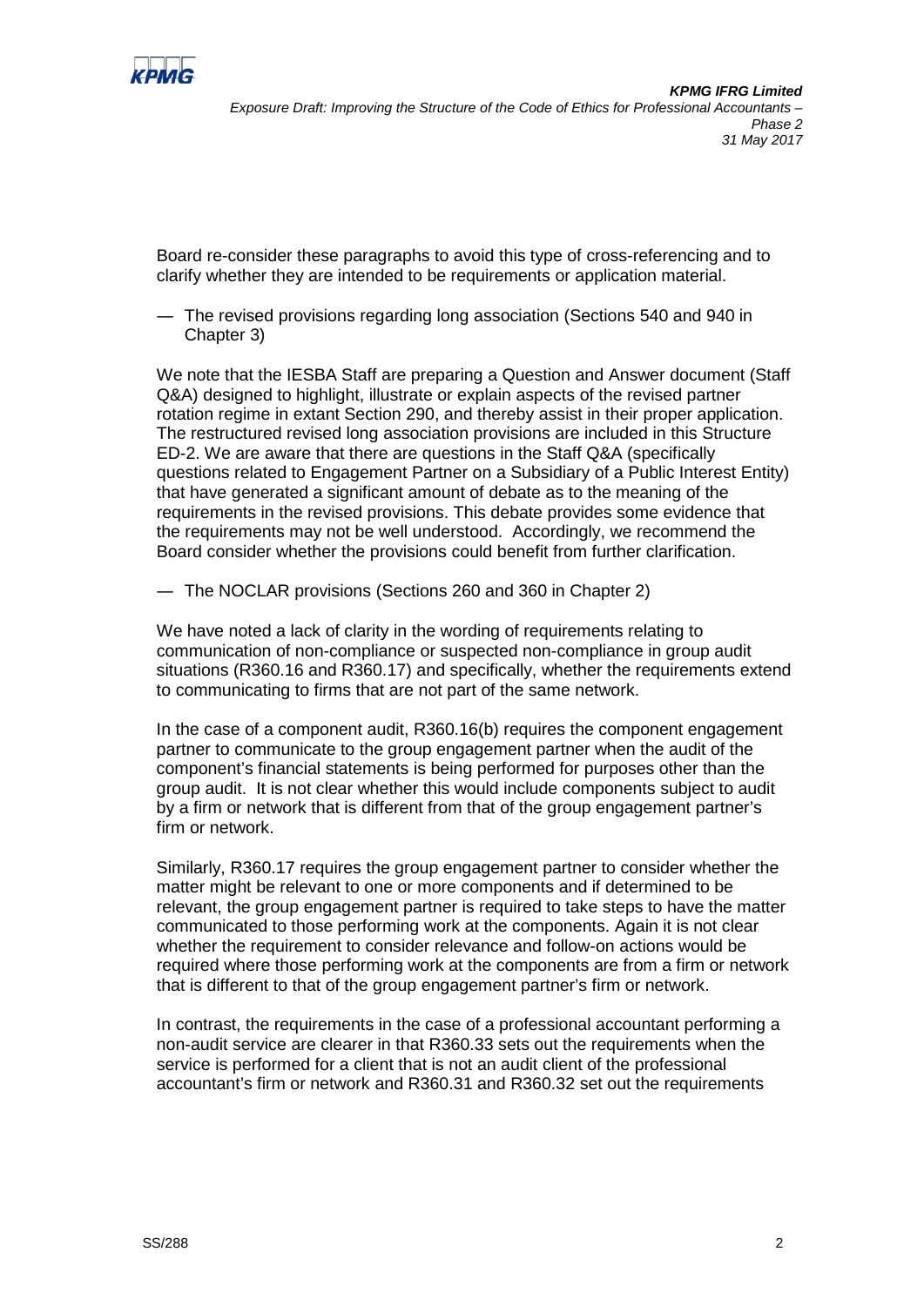Board re-consider these paragraphs to avoid this type of cross-referencing and to clarify whether they are intended to be requirements or application material.

— The revised provisions regarding long association (Sections 540 and 940 in Chapter 3)

We note that the IESBA Staff are preparing a Question and Answer document (Staff Q&A) designed to highlight, illustrate or explain aspects of the revised partner rotation regime in extant Section 290, and thereby assist in their proper application. The restructured revised long association provisions are included in this Structure ED-2. We are aware that there are questions in the Staff Q&A (specifically questions related to Engagement Partner on a Subsidiary of a Public Interest Entity) that have generated a significant amount of debate as to the meaning of the requirements in the revised provisions. This debate provides some evidence that the requirements may not be well understood. Accordingly, we recommend the Board consider whether the provisions could benefit from further clarification.

— The NOCLAR provisions (Sections 260 and 360 in Chapter 2)

We have noted a lack of clarity in the wording of requirements relating to communication of non-compliance or suspected non-compliance in group audit situations (R360.16 and R360.17) and specifically, whether the requirements extend to communicating to firms that are not part of the same network.

In the case of a component audit, R360.16(b) requires the component engagement partner to communicate to the group engagement partner when the audit of the component's financial statements is being performed for purposes other than the group audit. It is not clear whether this would include components subject to audit by a firm or network that is different from that of the group engagement partner's firm or network.

Similarly, R360.17 requires the group engagement partner to consider whether the matter might be relevant to one or more components and if determined to be relevant, the group engagement partner is required to take steps to have the matter communicated to those performing work at the components. Again it is not clear whether the requirement to consider relevance and follow-on actions would be required where those performing work at the components are from a firm or network that is different to that of the group engagement partner's firm or network.

In contrast, the requirements in the case of a professional accountant performing a non-audit service are clearer in that R360.33 sets out the requirements when the service is performed for a client that is not an audit client of the professional accountant's firm or network and R360.31 and R360.32 set out the requirements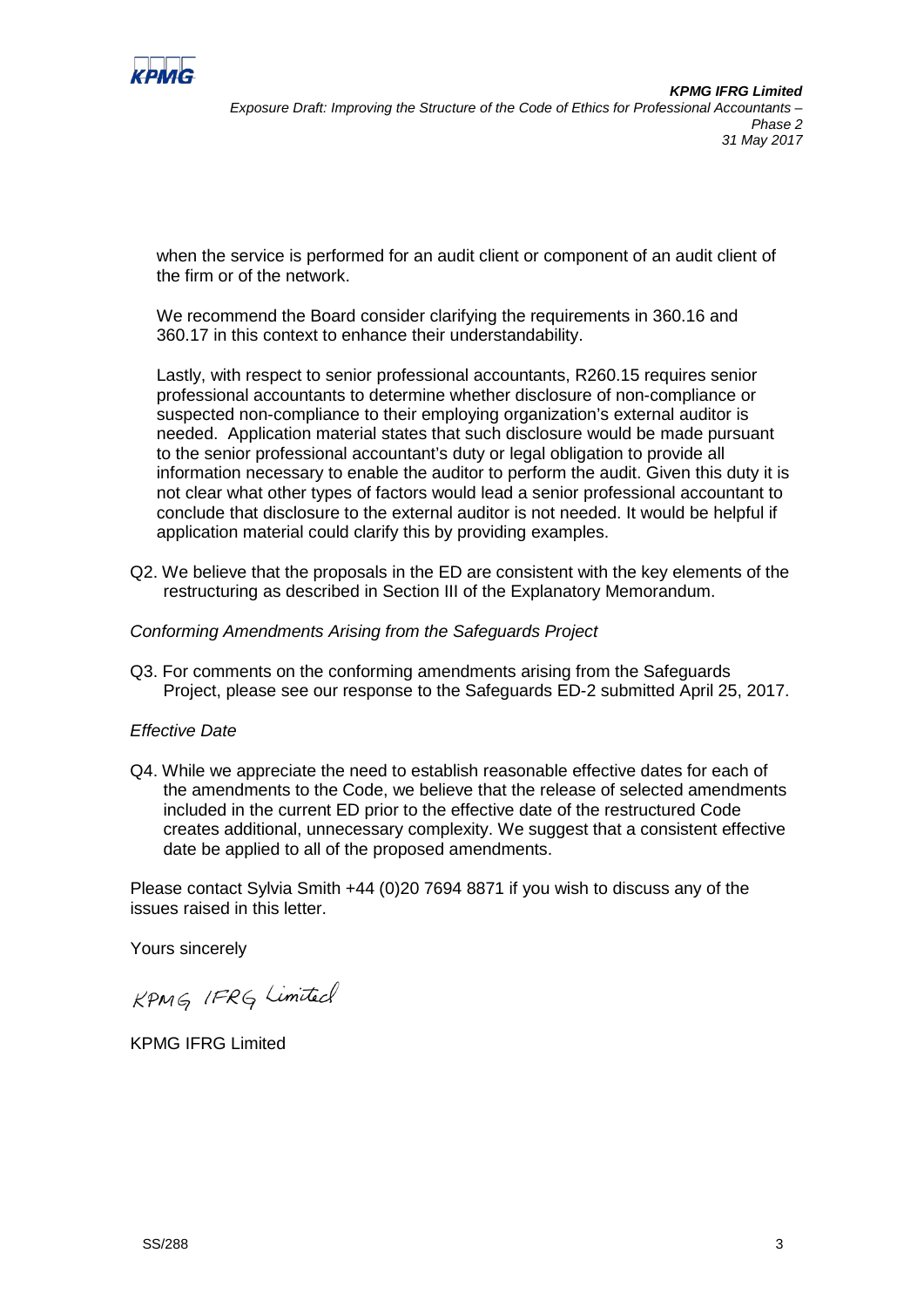when the service is performed for an audit client or component of an audit client of the firm or of the network.

We recommend the Board consider clarifying the requirements in 360.16 and 360.17 in this context to enhance their understandability.

Lastly, with respect to senior professional accountants, R260.15 requires senior professional accountants to determine whether disclosure of non-compliance or suspected non-compliance to their employing organization's external auditor is needed. Application material states that such disclosure would be made pursuant to the senior professional accountant's duty or legal obligation to provide all information necessary to enable the auditor to perform the audit. Given this duty it is not clear what other types of factors would lead a senior professional accountant to conclude that disclosure to the external auditor is not needed. It would be helpful if application material could clarify this by providing examples.

Q2. We believe that the proposals in the ED are consistent with the key elements of the restructuring as described in Section III of the Explanatory Memorandum.

*Conforming Amendments Arising from the Safeguards Project*

Q3. For comments on the conforming amendments arising from the Safeguards Project, please see our response to the Safeguards ED-2 submitted April 25, 2017.

*Effective Date*

Q4. While we appreciate the need to establish reasonable effective dates for each of the amendments to the Code, we believe that the release of selected amendments included in the current ED prior to the effective date of the restructured Code creates additional, unnecessary complexity. We suggest that a consistent effective date be applied to all of the proposed amendments.

Please contact Sylvia Smith +44 (0)20 7694 8871 if you wish to discuss any of the issues raised in this letter.

Yours sincerely

KPMG IFRG Limited

KPMG IFRG Limited